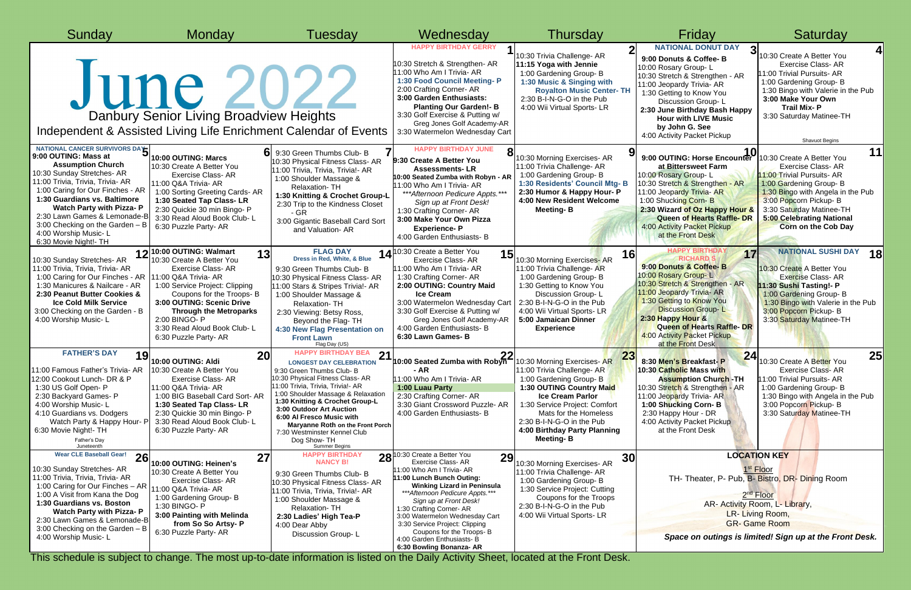# June 2022

## Danbury Senior Living Broadview Heights

### Independent & Assisted Living Life Enrichment Calendar of Events

| Sunday | Monday | Tuesday | Wednesday | Thursday | Friday | Saturday |
|---|---|---|---|---|---|---|
| | | | **1** HAPPY BIRTHDAY GERRY<br>10:30 Stretch & Strengthen- AR<br>11:00 Who Am I Trivia- AR<br>**1:30 Food Council Meeting- P**<br>2:00 Crafting Corner- AR<br>**3:00 Garden Enthusiasts: Planting Our Garden!- B**<br>3:30 Golf Exercise & Putting w/ Greg Jones Golf Academy-AR<br>3:30 Watermelon Wednesday Cart | **2** 10:30 Trivia Challenge- AR<br>**11:15 Yoga with Jennie**<br>1:00 Gardening Group- B<br>**1:30 Music & Singing with Royalton Music Center- TH**<br>2:30 B-I-N-G-O in the Pub<br>4:00 Wii Virtual Sports- LR | **3** NATIONAL DONUT DAY<br>**9:00 Donuts & Coffee- B**<br>10:00 Rosary Group- L<br>10:30 Stretch & Strengthen - AR<br>11:00 Jeopardy Trivia- AR<br>1:30 Getting to Know You Discussion Group- L<br>**2:30 June Birthday Bash Happy Hour with LIVE Music by John G. See**<br>4:00 Activity Packet Pickup | **4** 10:30 Create A Better You Exercise Class- AR<br>11:00 Trivial Pursuits- AR<br>1:00 Gardening Group- B<br>1:30 Bingo with Valerie in the Pub<br>**3:00 Make Your Own Trail Mix- P**<br>3:30 Saturday Matinee-TH<br>Shavuot Begins |
| **5** NATIONAL CANCER SURVIVORS DAY<br>**9:00 OUTING: Mass at Assumption Church**<br>10:30 Sunday Stretches- AR<br>11:00 Trivia, Trivia, Trivia- AR<br>1:00 Caring for Our Finches - AR<br>**1:30 Guardians vs. Baltimore Watch Party with Pizza- P**<br>2:30 Lawn Games & Lemonade-B<br>3:00 Checking on the Garden – B<br>4:00 Worship Music- L<br>6:30 Movie Night!- TH | **6** **10:00 OUTING: Marcs**<br>10:30 Create A Better You Exercise Class- AR<br>11:00 Q&A Trivia- AR<br>1:00 Sorting Greeting Cards- AR<br>**1:30 Seated Tap Class- LR**<br>2:30 Quickie 30 min Bingo- P<br>3:30 Read Aloud Book Club- L<br>6:30 Puzzle Party- AR | **7** 9:30 Green Thumbs Club- B<br>10:30 Physical Fitness Class- AR<br>1:00 Shoulder Massage & Relaxation- TH<br>**1:30 Knitting & Crochet Group-L**<br>2:30 Trip to the Kindness Closet - GR<br>3:00 Gigantic Baseball Card Sort and Valuation- AR | **8** HAPPY BIRTHDAY JUNE<br>**9:30 Create A Better You Assessments- LR**<br>**10:00 Seated Zumba with Robyn - AR**<br>11:00 Who Am I Trivia- AR<br>****Afternoon Pedicure Appts.*** Sign up at Front Desk!*<br>1:30 Crafting Corner- AR<br>**3:00 Make Your Own Pizza Experience- P**<br>4:00 Garden Enthusiasts- B | **9** 10:30 Morning Exercises- AR<br>11:00 Trivia Challenge- AR<br>1:00 Gardening Group- B<br>**1:30 Residents' Council Mtg- B**<br>**2:30 Humor & Happy Hour- P**<br>**4:00 New Resident Welcome Meeting- B** | **10** **9:00 OUTING: Horse Encounter at Bittersweet Farm**<br>10:00 Rosary Group- L<br>10:30 Stretch & Strengthen - AR<br>11:00 Jeopardy Trivia- AR<br>1:00 Shucking Corn- B<br>**2:30 Wizard of Oz Happy Hour & Queen of Hearts Raffle- DR**<br>4:00 Activity Packet Pickup at the Front Desk | **11** 10:30 Create A Better You Exercise Class- AR<br>11:00 Trivial Pursuits- AR<br>1:00 Gardening Group- B<br>1:30 Bingo with Angela in the Pub<br>3:00 Popcorn Pickup- B<br>3:30 Saturday Matinee-TH<br>**5:00 Celebrating National Corn on the Cob Day** |
| **12** 10:30 Sunday Stretches- AR<br>11:00 Trivia, Trivia, Trivia- AR<br>1:00 Caring for Our Finches - AR<br>1:30 Manicures & Nailcare - AR<br>**2:30 Peanut Butter Cookies & Ice Cold Milk Service**<br>3:00 Checking on the Garden - B<br>4:00 Worship Music- L | **13** **10:00 OUTING: Walmart**<br>10:30 Create A Better You Exercise Class- AR<br>11:00 Q&A Trivia- AR<br>1:00 Service Project: Clipping Coupons for the Troops- B<br>**3:00 OUTING: Scenic Drive Through the Metroparks**<br>2:00 BINGO- P<br>3:30 Read Aloud Book Club- L<br>6:30 Puzzle Party- AR | **14** FLAG DAY<br>Dress in Red, White, & Blue<br>9:30 Green Thumbs Club- B<br>10:30 Physical Fitness Class- AR<br>11:00 Stars & Stripes Trivia!- AR<br>1:00 Shoulder Massage & Relaxation- TH<br>2:30 Viewing: Betsy Ross, Beyond the Flag- TH<br>**4:30 New Flag Presentation on Front Lawn**<br>Flag Day (US) | **15** 10:30 Create a Better You Exercise Class- AR<br>11:00 Who Am I Trivia- AR<br>1:30 Crafting Corner- AR<br>**2:00 OUTING: Country Maid Ice Cream**<br>3:00 Watermelon Wednesday Cart<br>3:30 Golf Exercise & Putting w/ Greg Jones Golf Academy-AR<br>4:00 Garden Enthusiasts- B<br>**6:30 Lawn Games- B** | **16** 10:30 Morning Exercises- AR<br>11:00 Trivia Challenge- AR<br>1:00 Gardening Group- B<br>1:30 Getting to Know You Discussion Group- L<br>2:30 B-I-N-G-O in the Pub<br>4:00 Wii Virtual Sports- LR<br>**5:00 Jamaican Dinner Experience** | **17** HAPPY BIRTHDAY RICHARD S<br>**9:00 Donuts & Coffee- B**<br>10:00 Rosary Group- L<br>10:30 Stretch & Strengthen - AR<br>11:00 Jeopardy Trivia- AR<br>1:30 Getting to Know You Discussion Group- L<br>**2:30 Happy Hour & Queen of Hearts Raffle- DR**<br>4:00 Activity Packet Pickup at the Front Desk | **18** NATIONAL SUSHI DAY<br>10:30 Create A Better You Exercise Class- AR<br>**11:30 Sushi Tasting!- P**<br>1:00 Gardening Group- B<br>1:30 Bingo with Valerie in the Pub<br>3:00 Popcorn Pickup- B<br>3:30 Saturday Matinee-TH |
| **19** FATHER'S DAY<br>11:00 Famous Father's Trivia- AR<br>12:00 Cookout Lunch- DR & P<br>1:30 US Golf Open- P<br>2:30 Backyard Games- P<br>4:00 Worship Music- L<br>4:10 Guardians vs. Dodgers Watch Party & Happy Hour- P<br>6:30 Movie Night!- TH<br>Father's Day<br>Juneteenth | **20** **10:00 OUTING: Aldi**<br>10:30 Create A Better You Exercise Class- AR<br>11:00 Q&A Trivia- AR<br>1:00 BIG Baseball Card Sort- AR<br>**1:30 Seated Tap Class- LR**<br>2:30 Quickie 30 min Bingo- P<br>3:30 Read Aloud Book Club- L<br>6:30 Puzzle Party- AR | **21** HAPPY BIRTHDAY BEA<br>**LONGEST DAY CELEBRATION**<br>9:30 Green Thumbs Club- B<br>10:30 Physical Fitness Class- AR<br>11:00 Trivia, Trivia, Trivia!- AR<br>1:00 Shoulder Massage & Relaxation<br>**1:30 Knitting & Crochet Group-L**<br>**3:00 Outdoor Art Auction**<br>**6:00 Al Fresco Music with Maryanne Roth on the Front Porch**<br>7:30 Westminster Kennel Club Dog Show- TH<br>Summer Begins | **22** **10:00 Seated Zumba with Robyn - AR**<br>11:00 Who Am I Trivia- AR<br>**1:00 Luau Party**<br>2:30 Crafting Corner- AR<br>3:30 Giant Crossword Puzzle- AR<br>4:00 Garden Enthusiasts- B | **23** 10:30 Morning Exercises- AR<br>11:00 Trivia Challenge- AR<br>1:00 Gardening Group- B<br>**1:30 OUTING Country Maid Ice Cream Parlor**<br>1:30 Service Project: Comfort Mats for the Homeless<br>2:30 B-I-N-G-O in the Pub<br>**4:00 Birthday Party Planning Meeting- B** | **24** **8:30 Men's Breakfast- P**<br>**10:30 Catholic Mass with Assumption Church -TH**<br>10:30 Stretch & Strengthen - AR<br>11:00 Jeopardy Trivia- AR<br>**1:00 Shucking Corn- B**<br>2:30 Happy Hour - DR<br>4:00 Activity Packet Pickup at the Front Desk | **25** 10:30 Create A Better You Exercise Class- AR<br>11:00 Trivial Pursuits- AR<br>1:00 Gardening Group- B<br>1:30 Bingo with Angela in the Pub<br>3:00 Popcorn Pickup- B<br>3:30 Saturday Matinee-TH |
| **26** Wear CLE Baseball Gear!<br>10:30 Sunday Stretches- AR<br>11:00 Trivia, Trivia, Trivia- AR<br>1:00 Caring for Our Finches – AR<br>1:00 A Visit from Kana the Dog<br>**1:30 Guardians vs. Boston Watch Party with Pizza- P**<br>2:30 Lawn Games & Lemonade-B<br>3:00 Checking on the Garden – B<br>4:00 Worship Music- L | **27** **10:00 OUTING: Heinen's**<br>10:30 Create A Better You Exercise Class- AR<br>11:00 Q&A Trivia- AR<br>1:00 Gardening Group- B<br>1:30 BINGO- P<br>**3:00 Painting with Melinda from So So Artsy- P**<br>6:30 Puzzle Party- AR | **28** HAPPY BIRTHDAY NANCY B!<br>9:30 Green Thumbs Club- B<br>10:30 Physical Fitness Class- AR<br>11:00 Trivia, Trivia, Trivia!- AR<br>1:00 Shoulder Massage & Relaxation- TH<br>**2:30 Ladies' High Tea-P**<br>4:00 Dear Abby Discussion Group- L | **29** 10:30 Create a Better You Exercise Class- AR<br>11:00 Who Am I Trivia- AR<br>**11:00 Lunch Bunch Outing: Winking Lizard in Peninsula**<br>****Afternoon Pedicure Appts.*** Sign up at Front Desk!*<br>1:30 Crafting Corner- AR<br>3:00 Watermelon Wednesday Cart<br>3:30 Service Project: Clipping Coupons for the Troops- B<br>4:00 Garden Enthusiasts- B<br>**6:30 Bowling Bonanza- AR** | **30** 10:30 Morning Exercises- AR<br>11:00 Trivia Challenge- AR<br>1:00 Gardening Group- B<br>1:30 Service Project: Cutting Coupons for the Troops<br>2:30 B-I-N-G-O in the Pub<br>4:00 Wii Virtual Sports- LR | **LOCATION KEY**<br>1st Floor<br>TH- Theater, P- Pub, B- Bistro, DR- Dining Room<br>2nd Floor<br>AR- Activity Room, L- Library, LR- Living Room, GR- Game Room<br>***Space on outings is limited! Sign up at the Front Desk.*** | |

This schedule is subject to change. The most up-to-date information is listed on the Daily Activity Sheet, located at the Front Desk.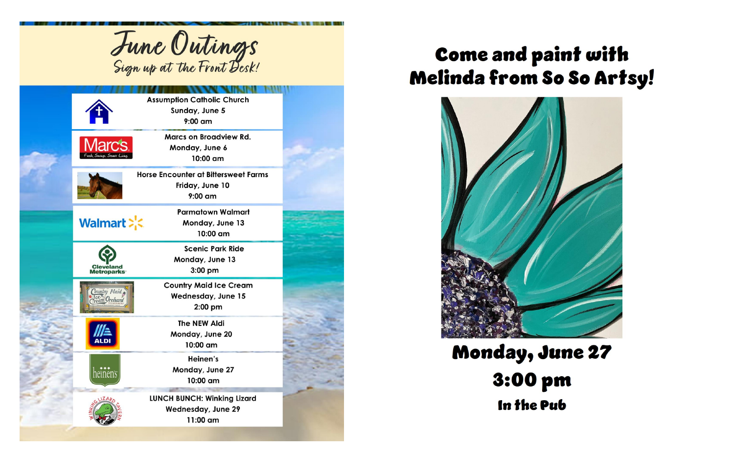# June Outings

Sign up at the Front Desk!

Assumption Catholic Church
Sunday, June 5
9:00 am

Marcs on Broadview Rd.
Monday, June 6
10:00 am

Horse Encounter at Bittersweet Farms
Friday, June 10
9:00 am

Parmatown Walmart
Monday, June 13
10:00 am

Scenic Park Ride
Monday, June 13
3:00 pm

Country Maid Ice Cream
Wednesday, June 15
2:00 pm

The NEW Aldi
Monday, June 20
10:00 am

Heinen's
Monday, June 27
10:00 am

LUNCH BUNCH: Winking Lizard
Wednesday, June 29
11:00 am

# Come and paint with Melinda from So So Artsy!

## Monday, June 27

## 3:00 pm

### In the Pub